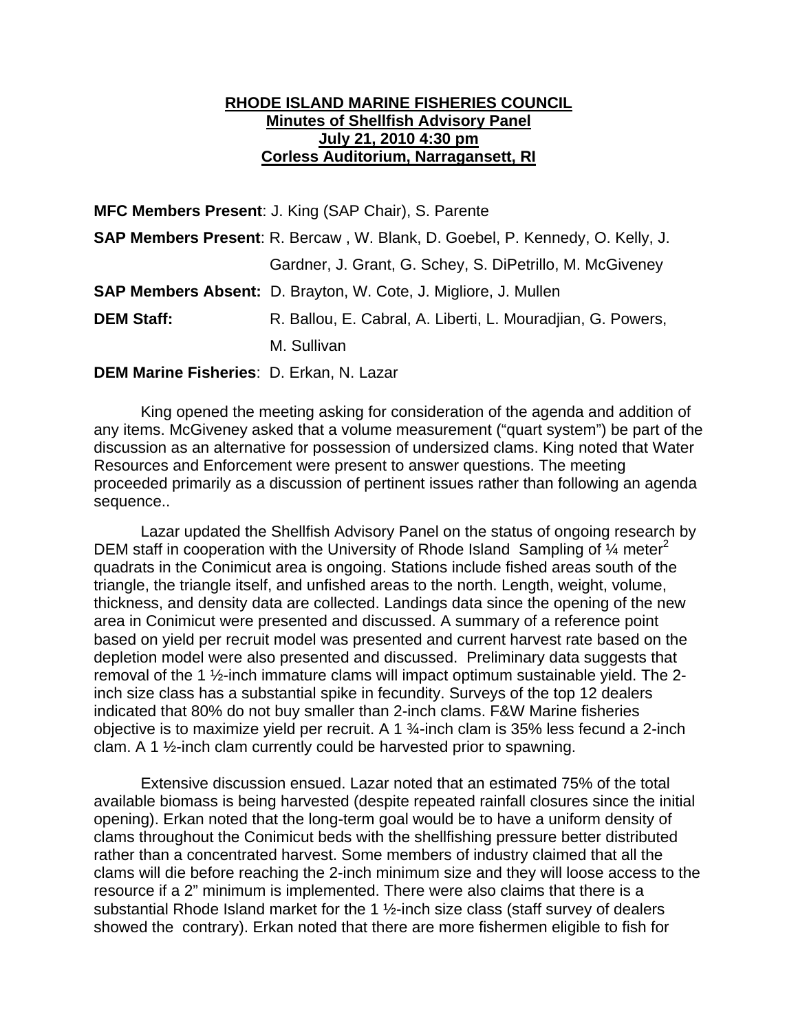**RHODE ISLAND MARINE FISHERIES COUNCIL**
**Minutes of Shellfish Advisory Panel**
**July 21, 2010 4:30 pm**
**Corless Auditorium, Narragansett, RI**

**MFC Members Present**: J. King (SAP Chair), S. Parente

**SAP Members Present**: R. Bercaw , W. Blank, D. Goebel, P. Kennedy, O. Kelly, J. Gardner, J. Grant, G. Schey, S. DiPetrillo, M. McGiveney

**SAP Members Absent:** D. Brayton, W. Cote, J. Migliore, J. Mullen

**DEM Staff:** R. Ballou, E. Cabral, A. Liberti, L. Mouradjian, G. Powers, M. Sullivan

**DEM Marine Fisheries**: D. Erkan, N. Lazar

King opened the meeting asking for consideration of the agenda and addition of any items. McGiveney asked that a volume measurement ("quart system") be part of the discussion as an alternative for possession of undersized clams. King noted that Water Resources and Enforcement were present to answer questions. The meeting proceeded primarily as a discussion of pertinent issues rather than following an agenda sequence..

Lazar updated the Shellfish Advisory Panel on the status of ongoing research by DEM staff in cooperation with the University of Rhode Island Sampling of ¼ meter$^2$ quadrats in the Conimicut area is ongoing. Stations include fished areas south of the triangle, the triangle itself, and unfished areas to the north. Length, weight, volume, thickness, and density data are collected. Landings data since the opening of the new area in Conimicut were presented and discussed. A summary of a reference point based on yield per recruit model was presented and current harvest rate based on the depletion model were also presented and discussed. Preliminary data suggests that removal of the 1 ½-inch immature clams will impact optimum sustainable yield. The 2-inch size class has a substantial spike in fecundity. Surveys of the top 12 dealers indicated that 80% do not buy smaller than 2-inch clams. F&W Marine fisheries objective is to maximize yield per recruit. A 1 ¾-inch clam is 35% less fecund a 2-inch clam. A 1 ½-inch clam currently could be harvested prior to spawning.

Extensive discussion ensued. Lazar noted that an estimated 75% of the total available biomass is being harvested (despite repeated rainfall closures since the initial opening). Erkan noted that the long-term goal would be to have a uniform density of clams throughout the Conimicut beds with the shellfishing pressure better distributed rather than a concentrated harvest. Some members of industry claimed that all the clams will die before reaching the 2-inch minimum size and they will loose access to the resource if a 2" minimum is implemented. There were also claims that there is a substantial Rhode Island market for the 1 ½-inch size class (staff survey of dealers showed the contrary). Erkan noted that there are more fishermen eligible to fish for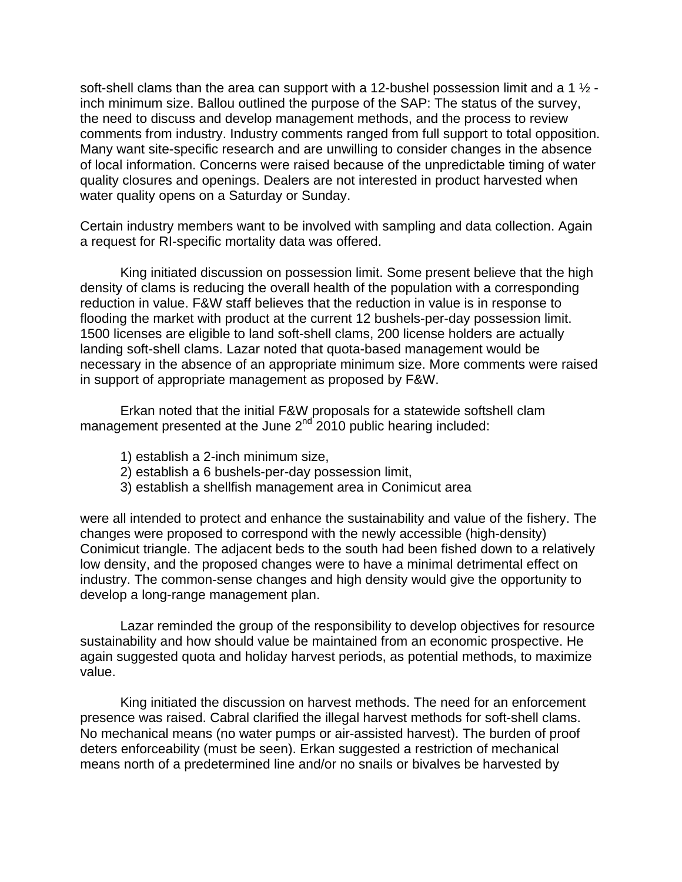soft-shell clams than the area can support with a 12-bushel possession limit and a 1 ½ -inch minimum size. Ballou outlined the purpose of the SAP: The status of the survey, the need to discuss and develop management methods, and the process to review comments from industry. Industry comments ranged from full support to total opposition. Many want site-specific research and are unwilling to consider changes in the absence of local information. Concerns were raised because of the unpredictable timing of water quality closures and openings. Dealers are not interested in product harvested when water quality opens on a Saturday or Sunday.

Certain industry members want to be involved with sampling and data collection. Again a request for RI-specific mortality data was offered.

King initiated discussion on possession limit. Some present believe that the high density of clams is reducing the overall health of the population with a corresponding reduction in value. F&W staff believes that the reduction in value is in response to flooding the market with product at the current 12 bushels-per-day possession limit. 1500 licenses are eligible to land soft-shell clams, 200 license holders are actually landing soft-shell clams. Lazar noted that quota-based management would be necessary in the absence of an appropriate minimum size. More comments were raised in support of appropriate management as proposed by F&W.

Erkan noted that the initial F&W proposals for a statewide softshell clam management presented at the June 2nd 2010 public hearing included:

1) establish a 2-inch minimum size,
2) establish a 6 bushels-per-day possession limit,
3) establish a shellfish management area in Conimicut area

were all intended to protect and enhance the sustainability and value of the fishery. The changes were proposed to correspond with the newly accessible (high-density) Conimicut triangle. The adjacent beds to the south had been fished down to a relatively low density, and the proposed changes were to have a minimal detrimental effect on industry. The common-sense changes and high density would give the opportunity to develop a long-range management plan.

Lazar reminded the group of the responsibility to develop objectives for resource sustainability and how should value be maintained from an economic prospective. He again suggested quota and holiday harvest periods, as potential methods, to maximize value.

King initiated the discussion on harvest methods. The need for an enforcement presence was raised. Cabral clarified the illegal harvest methods for soft-shell clams. No mechanical means (no water pumps or air-assisted harvest). The burden of proof deters enforceability (must be seen). Erkan suggested a restriction of mechanical means north of a predetermined line and/or no snails or bivalves be harvested by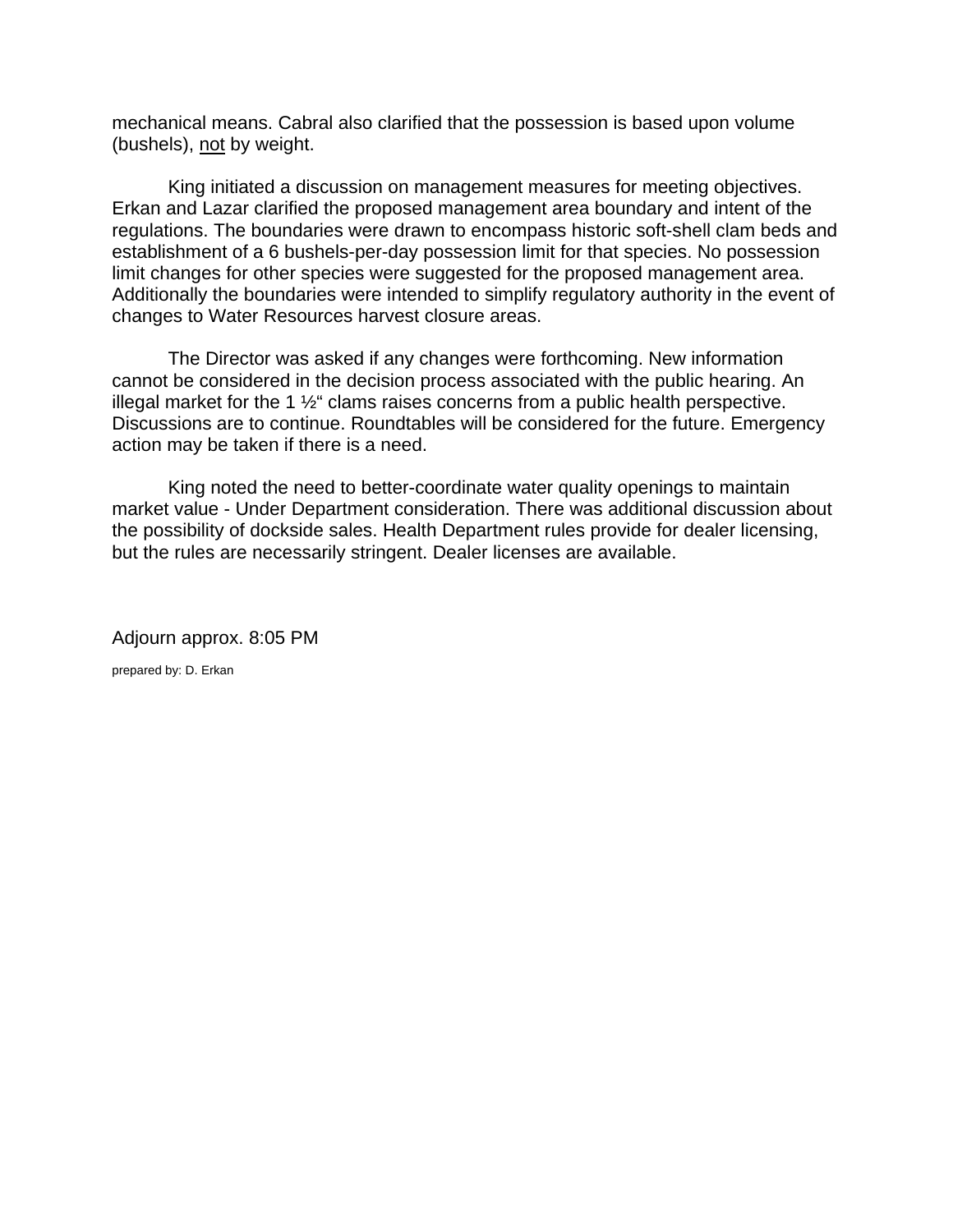mechanical means. Cabral also clarified that the possession is based upon volume (bushels), <u>not</u> by weight.

King initiated a discussion on management measures for meeting objectives. Erkan and Lazar clarified the proposed management area boundary and intent of the regulations. The boundaries were drawn to encompass historic soft-shell clam beds and establishment of a 6 bushels-per-day possession limit for that species. No possession limit changes for other species were suggested for the proposed management area. Additionally the boundaries were intended to simplify regulatory authority in the event of changes to Water Resources harvest closure areas.

The Director was asked if any changes were forthcoming. New information cannot be considered in the decision process associated with the public hearing. An illegal market for the 1 ½" clams raises concerns from a public health perspective. Discussions are to continue. Roundtables will be considered for the future. Emergency action may be taken if there is a need.

King noted the need to better-coordinate water quality openings to maintain market value - Under Department consideration. There was additional discussion about the possibility of dockside sales. Health Department rules provide for dealer licensing, but the rules are necessarily stringent. Dealer licenses are available.

Adjourn approx. 8:05 PM

prepared by: D. Erkan